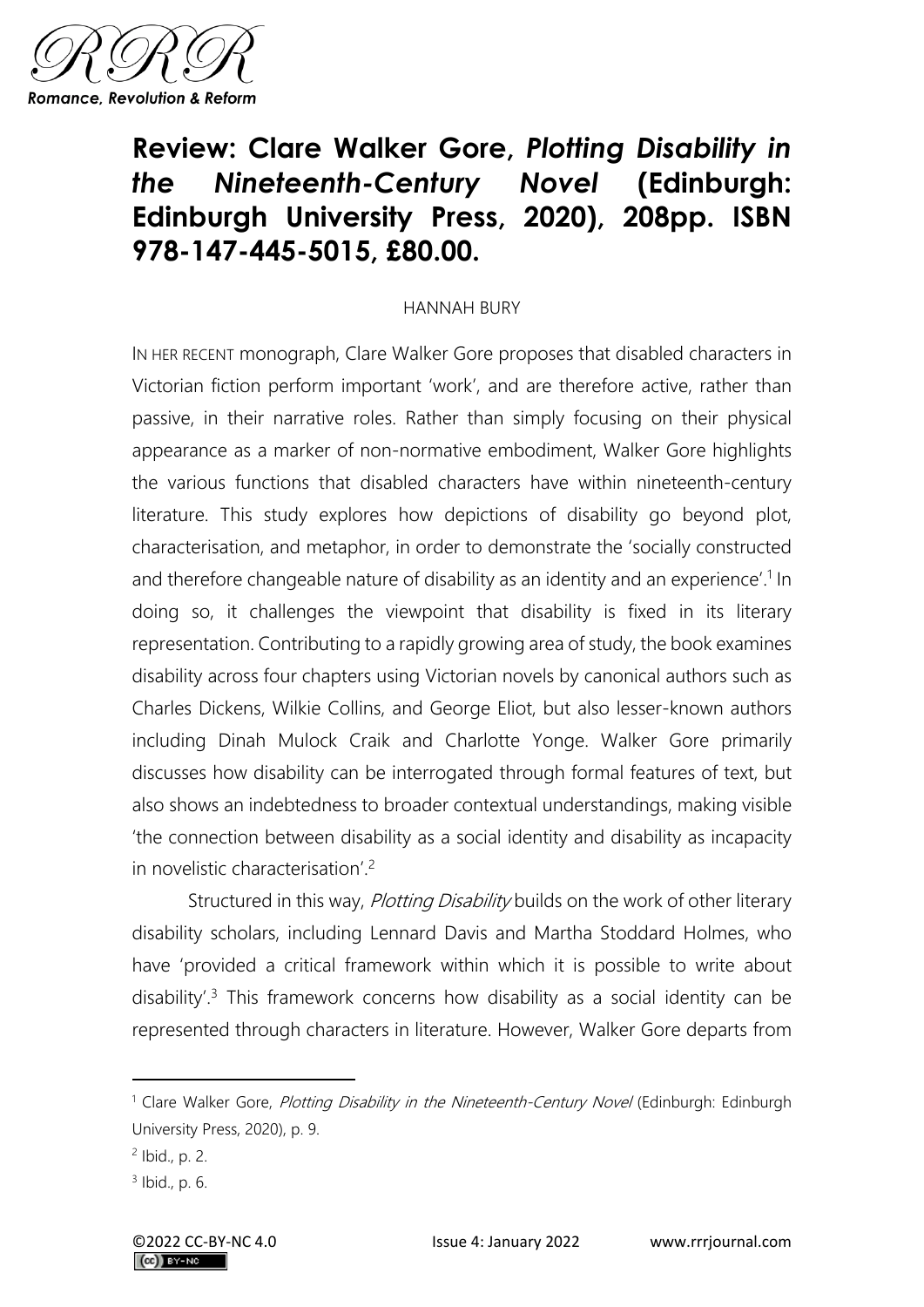# Review: Clare Walker Gore, *Plotting Disability in the Nineteenth-Century Novel* (Edinburgh: Edinburgh University Press, 2020), 208pp. ISBN 978-147-445-5015, £80.00.

HANNAH BURY

IN HER RECENT monograph, Clare Walker Gore proposes that disabled characters in Victorian fiction perform important 'work', and are therefore active, rather than passive, in their narrative roles. Rather than simply focusing on their physical appearance as a marker of non-normative embodiment, Walker Gore highlights the various functions that disabled characters have within nineteenth-century literature. This study explores how depictions of disability go beyond plot, characterisation, and metaphor, in order to demonstrate the 'socially constructed and therefore changeable nature of disability as an identity and an experience'.[1] In doing so, it challenges the viewpoint that disability is fixed in its literary representation. Contributing to a rapidly growing area of study, the book examines disability across four chapters using Victorian novels by canonical authors such as Charles Dickens, Wilkie Collins, and George Eliot, but also lesser-known authors including Dinah Mulock Craik and Charlotte Yonge. Walker Gore primarily discusses how disability can be interrogated through formal features of text, but also shows an indebtedness to broader contextual understandings, making visible 'the connection between disability as a social identity and disability as incapacity in novelistic characterisation'.[2]

Structured in this way, *Plotting Disability* builds on the work of other literary disability scholars, including Lennard Davis and Martha Stoddard Holmes, who have 'provided a critical framework within which it is possible to write about disability'.[3] This framework concerns how disability as a social identity can be represented through characters in literature. However, Walker Gore departs from

---

[1] Clare Walker Gore, *Plotting Disability in the Nineteenth-Century Novel* (Edinburgh: Edinburgh University Press, 2020), p. 9.

[2] Ibid., p. 2.

[3] Ibid., p. 6.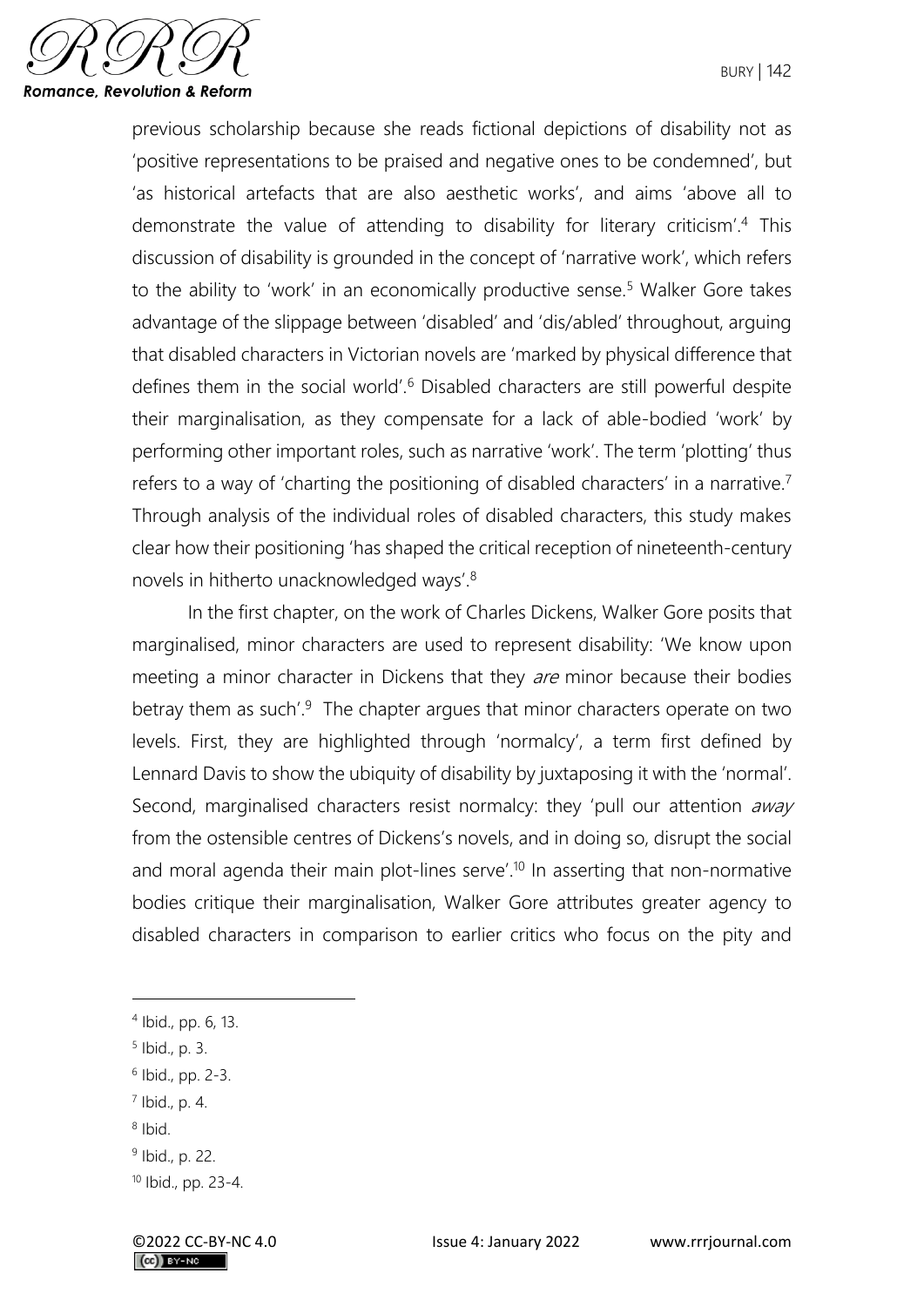previous scholarship because she reads fictional depictions of disability not as 'positive representations to be praised and negative ones to be condemned', but 'as historical artefacts that are also aesthetic works', and aims 'above all to demonstrate the value of attending to disability for literary criticism'.[4] This discussion of disability is grounded in the concept of 'narrative work', which refers to the ability to 'work' in an economically productive sense.[5] Walker Gore takes advantage of the slippage between 'disabled' and 'dis/abled' throughout, arguing that disabled characters in Victorian novels are 'marked by physical difference that defines them in the social world'.[6] Disabled characters are still powerful despite their marginalisation, as they compensate for a lack of able-bodied 'work' by performing other important roles, such as narrative 'work'. The term 'plotting' thus refers to a way of 'charting the positioning of disabled characters' in a narrative.[7] Through analysis of the individual roles of disabled characters, this study makes clear how their positioning 'has shaped the critical reception of nineteenth-century novels in hitherto unacknowledged ways'.[8]

In the first chapter, on the work of Charles Dickens, Walker Gore posits that marginalised, minor characters are used to represent disability: 'We know upon meeting a minor character in Dickens that they *are* minor because their bodies betray them as such'.[9] The chapter argues that minor characters operate on two levels. First, they are highlighted through 'normalcy', a term first defined by Lennard Davis to show the ubiquity of disability by juxtaposing it with the 'normal'. Second, marginalised characters resist normalcy: they 'pull our attention *away* from the ostensible centres of Dickens's novels, and in doing so, disrupt the social and moral agenda their main plot-lines serve'.[10] In asserting that non-normative bodies critique their marginalisation, Walker Gore attributes greater agency to disabled characters in comparison to earlier critics who focus on the pity and

---

[4] Ibid., pp. 6, 13.

[5] Ibid., p. 3.

[6] Ibid., pp. 2-3.

[7] Ibid., p. 4.

[8] Ibid.

[9] Ibid., p. 22.

[10] Ibid., pp. 23-4.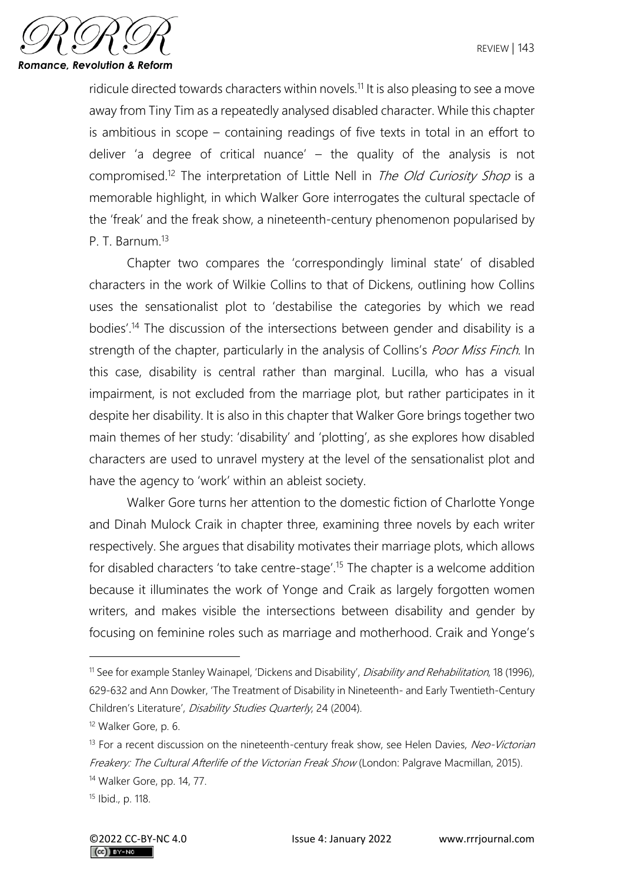ridicule directed towards characters within novels.[11] It is also pleasing to see a move away from Tiny Tim as a repeatedly analysed disabled character. While this chapter is ambitious in scope – containing readings of five texts in total in an effort to deliver 'a degree of critical nuance' – the quality of the analysis is not compromised.[12] The interpretation of Little Nell in *The Old Curiosity Shop* is a memorable highlight, in which Walker Gore interrogates the cultural spectacle of the 'freak' and the freak show, a nineteenth-century phenomenon popularised by P. T. Barnum.[13]

Chapter two compares the 'correspondingly liminal state' of disabled characters in the work of Wilkie Collins to that of Dickens, outlining how Collins uses the sensationalist plot to 'destabilise the categories by which we read bodies'.[14] The discussion of the intersections between gender and disability is a strength of the chapter, particularly in the analysis of Collins's *Poor Miss Finch*. In this case, disability is central rather than marginal. Lucilla, who has a visual impairment, is not excluded from the marriage plot, but rather participates in it despite her disability. It is also in this chapter that Walker Gore brings together two main themes of her study: 'disability' and 'plotting', as she explores how disabled characters are used to unravel mystery at the level of the sensationalist plot and have the agency to 'work' within an ableist society.

Walker Gore turns her attention to the domestic fiction of Charlotte Yonge and Dinah Mulock Craik in chapter three, examining three novels by each writer respectively. She argues that disability motivates their marriage plots, which allows for disabled characters 'to take centre-stage'.[15] The chapter is a welcome addition because it illuminates the work of Yonge and Craik as largely forgotten women writers, and makes visible the intersections between disability and gender by focusing on feminine roles such as marriage and motherhood. Craik and Yonge's

---

[11] See for example Stanley Wainapel, 'Dickens and Disability', *Disability and Rehabilitation*, 18 (1996), 629-632 and Ann Dowker, 'The Treatment of Disability in Nineteenth- and Early Twentieth-Century Children's Literature', *Disability Studies Quarterly*, 24 (2004).

[12] Walker Gore, p. 6.

[13] For a recent discussion on the nineteenth-century freak show, see Helen Davies, *Neo-Victorian Freakery: The Cultural Afterlife of the Victorian Freak Show* (London: Palgrave Macmillan, 2015).

[14] Walker Gore, pp. 14, 77.

[15] Ibid., p. 118.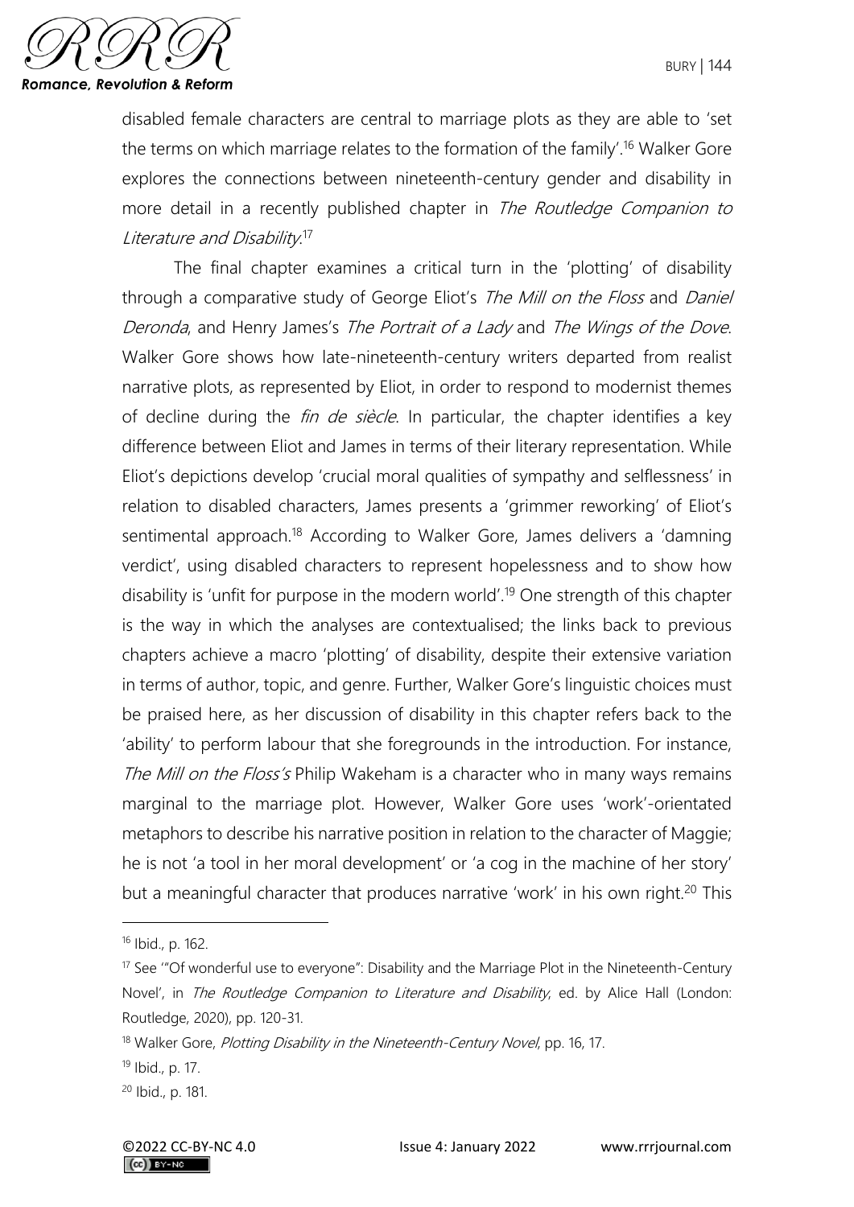disabled female characters are central to marriage plots as they are able to 'set the terms on which marriage relates to the formation of the family'.[16] Walker Gore explores the connections between nineteenth-century gender and disability in more detail in a recently published chapter in *The Routledge Companion to Literature and Disability*.[17]

The final chapter examines a critical turn in the 'plotting' of disability through a comparative study of George Eliot's *The Mill on the Floss* and *Daniel Deronda*, and Henry James's *The Portrait of a Lady* and *The Wings of the Dove*. Walker Gore shows how late-nineteenth-century writers departed from realist narrative plots, as represented by Eliot, in order to respond to modernist themes of decline during the *fin de siècle*. In particular, the chapter identifies a key difference between Eliot and James in terms of their literary representation. While Eliot's depictions develop 'crucial moral qualities of sympathy and selflessness' in relation to disabled characters, James presents a 'grimmer reworking' of Eliot's sentimental approach.[18] According to Walker Gore, James delivers a 'damning verdict', using disabled characters to represent hopelessness and to show how disability is 'unfit for purpose in the modern world'.[19] One strength of this chapter is the way in which the analyses are contextualised; the links back to previous chapters achieve a macro 'plotting' of disability, despite their extensive variation in terms of author, topic, and genre. Further, Walker Gore's linguistic choices must be praised here, as her discussion of disability in this chapter refers back to the 'ability' to perform labour that she foregrounds in the introduction. For instance, *The Mill on the Floss's* Philip Wakeham is a character who in many ways remains marginal to the marriage plot. However, Walker Gore uses 'work'-orientated metaphors to describe his narrative position in relation to the character of Maggie; he is not 'a tool in her moral development' or 'a cog in the machine of her story' but a meaningful character that produces narrative 'work' in his own right.[20] This

---

[16] Ibid., p. 162.

[17] See '"Of wonderful use to everyone": Disability and the Marriage Plot in the Nineteenth-Century Novel', in *The Routledge Companion to Literature and Disability*, ed. by Alice Hall (London: Routledge, 2020), pp. 120-31.

[18] Walker Gore, *Plotting Disability in the Nineteenth-Century Novel*, pp. 16, 17.

[19] Ibid., p. 17.

[20] Ibid., p. 181.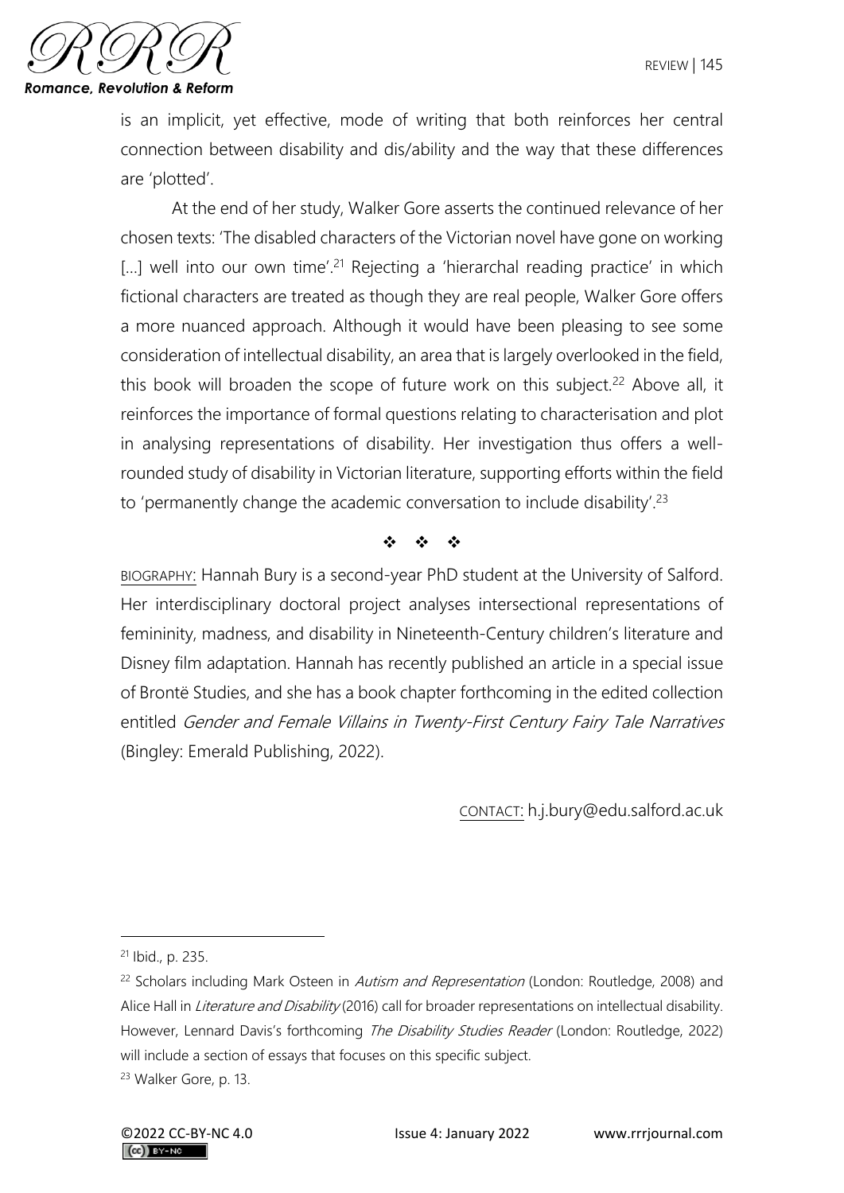is an implicit, yet effective, mode of writing that both reinforces her central connection between disability and dis/ability and the way that these differences are 'plotted'.

At the end of her study, Walker Gore asserts the continued relevance of her chosen texts: 'The disabled characters of the Victorian novel have gone on working [...] well into our own time'.[21] Rejecting a 'hierarchal reading practice' in which fictional characters are treated as though they are real people, Walker Gore offers a more nuanced approach. Although it would have been pleasing to see some consideration of intellectual disability, an area that is largely overlooked in the field, this book will broaden the scope of future work on this subject.[22] Above all, it reinforces the importance of formal questions relating to characterisation and plot in analysing representations of disability. Her investigation thus offers a well-rounded study of disability in Victorian literature, supporting efforts within the field to 'permanently change the academic conversation to include disability'.[23]

❖ ❖ ❖

BIOGRAPHY: Hannah Bury is a second-year PhD student at the University of Salford. Her interdisciplinary doctoral project analyses intersectional representations of femininity, madness, and disability in Nineteenth-Century children's literature and Disney film adaptation. Hannah has recently published an article in a special issue of Brontë Studies, and she has a book chapter forthcoming in the edited collection entitled *Gender and Female Villains in Twenty-First Century Fairy Tale Narratives* (Bingley: Emerald Publishing, 2022).

CONTACT: h.j.bury@edu.salford.ac.uk

---

[21] Ibid., p. 235.

[22] Scholars including Mark Osteen in *Autism and Representation* (London: Routledge, 2008) and Alice Hall in *Literature and Disability* (2016) call for broader representations on intellectual disability. However, Lennard Davis's forthcoming *The Disability Studies Reader* (London: Routledge, 2022) will include a section of essays that focuses on this specific subject.

[23] Walker Gore, p. 13.